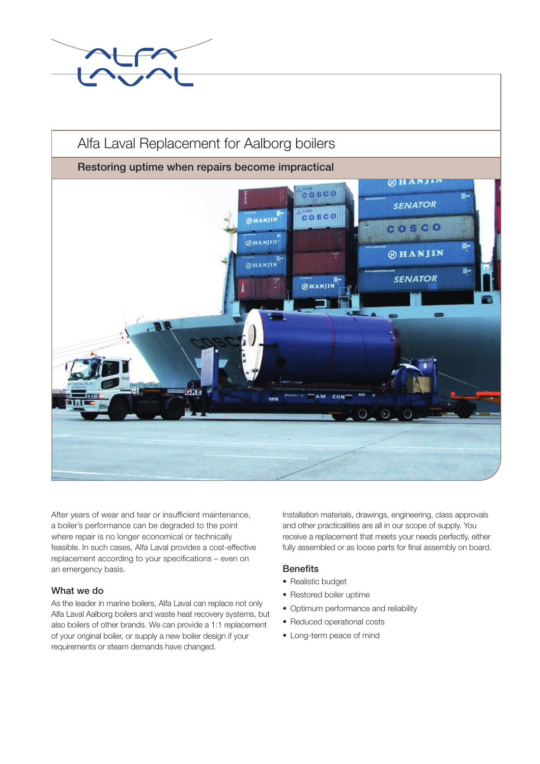# Alfa Laval Replacement for Aalborg boilers

## Restoring uptime when repairs become impractical

After years of wear and tear or insufficient maintenance, a boiler's performance can be degraded to the point where repair is no longer economical or technically feasible. In such cases, Alfa Laval provides a cost-effective replacement according to your specifications – even on an emergency basis.

### What we do

As the leader in marine boilers, Alfa Laval can replace not only Alfa Laval Aalborg boilers and waste heat recovery systems, but also boilers of other brands. We can provide a 1:1 replacement of your original boiler, or supply a new boiler design if your requirements or steam demands have changed.

Installation materials, drawings, engineering, class approvals and other practicalities are all in our scope of supply. You receive a replacement that meets your needs perfectly, either fully assembled or as loose parts for final assembly on board.

### Benefits

- Realistic budget
- Restored boiler uptime
- Optimum performance and reliability
- Reduced operational costs
- Long-term peace of mind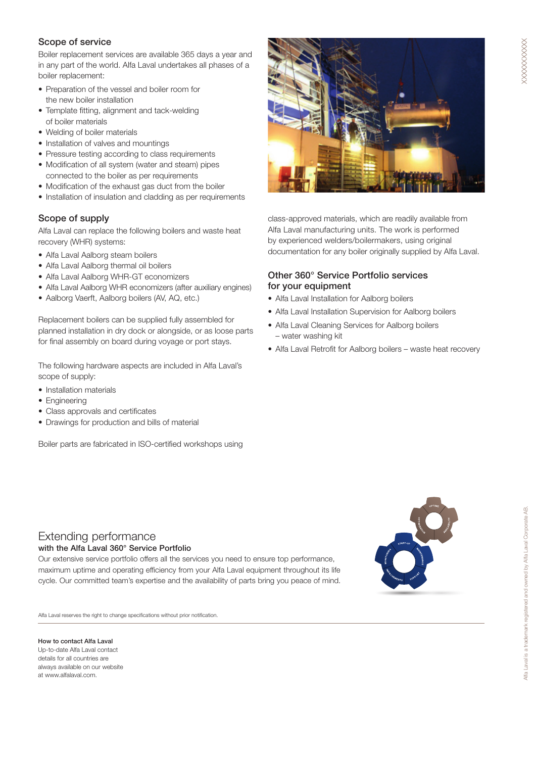## Scope of service

Boiler replacement services are available 365 days a year and in any part of the world. Alfa Laval undertakes all phases of a boiler replacement:

- Preparation of the vessel and boiler room for the new boiler installation
- Template fitting, alignment and tack-welding of boiler materials
- Welding of boiler materials
- Installation of valves and mountings
- Pressure testing according to class requirements
- Modification of all system (water and steam) pipes connected to the boiler as per requirements
- Modification of the exhaust gas duct from the boiler
- Installation of insulation and cladding as per requirements

## Scope of supply

Alfa Laval can replace the following boilers and waste heat recovery (WHR) systems:

- Alfa Laval Aalborg steam boilers
- Alfa Laval Aalborg thermal oil boilers
- Alfa Laval Aalborg WHR-GT economizers
- Alfa Laval Aalborg WHR economizers (after auxiliary engines)
- Aalborg Vaerft, Aalborg boilers (AV, AQ, etc.)

Replacement boilers can be supplied fully assembled for planned installation in dry dock or alongside, or as loose parts for final assembly on board during voyage or port stays.

The following hardware aspects are included in Alfa Laval's scope of supply:

- Installation materials
- Engineering
- Class approvals and certificates
- Drawings for production and bills of material

Boiler parts are fabricated in ISO-certified workshops using class-approved materials, which are readily available from Alfa Laval manufacturing units. The work is performed by experienced welders/boilermakers, using original documentation for any boiler originally supplied by Alfa Laval.

## Other 360° Service Portfolio services for your equipment

- Alfa Laval Installation for Aalborg boilers
- Alfa Laval Installation Supervision for Aalborg boilers
- Alfa Laval Cleaning Services for Aalborg boilers – water washing kit
- Alfa Laval Retrofit for Aalborg boilers – waste heat recovery

# Extending performance

### with the Alfa Laval 360° Service Portfolio

Our extensive service portfolio offers all the services you need to ensure top performance, maximum uptime and operating efficiency from your Alfa Laval equipment throughout its life cycle. Our committed team's expertise and the availability of parts bring you peace of mind.

Alfa Laval reserves the right to change specifications without prior notification.

**How to contact Alfa Laval**
Up-to-date Alfa Laval contact details for all countries are always available on our website at www.alfalaval.com.

Alfa Laval is a trademark registered and owned by Alfa Laval Corporate AB.